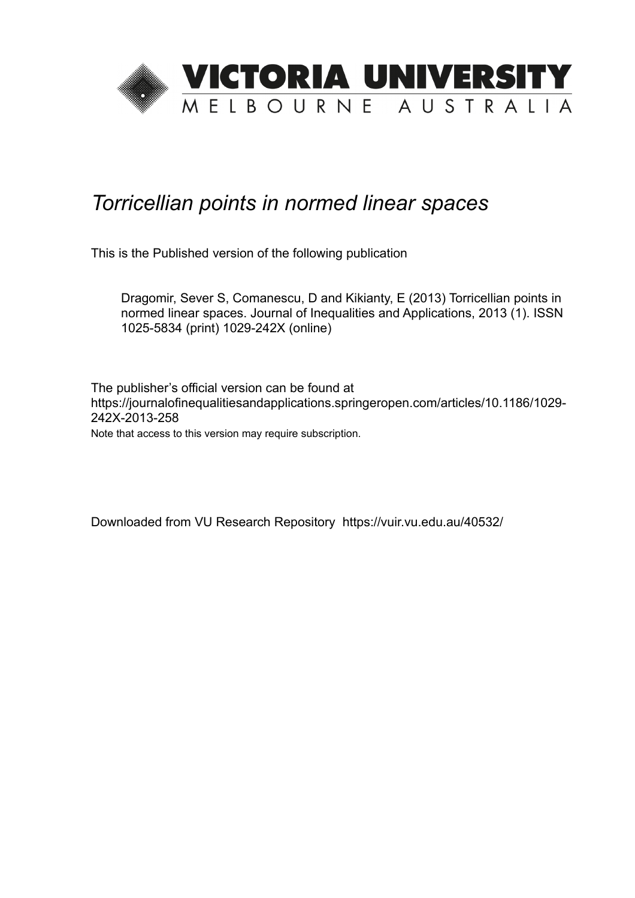VICTORIA UNIVERSITY
MELBOURNE AUSTRALIA

# *Torricellian points in normed linear spaces*

This is the Published version of the following publication

Dragomir, Sever S, Comanescu, D and Kikianty, E (2013) Torricellian points in normed linear spaces. Journal of Inequalities and Applications, 2013 (1). ISSN 1025-5834 (print) 1029-242X (online)

The publisher's official version can be found at https://journalofinequalitiesandapplications.springeropen.com/articles/10.1186/1029-242X-2013-258
Note that access to this version may require subscription.

Downloaded from VU Research Repository https://vuir.vu.edu.au/40532/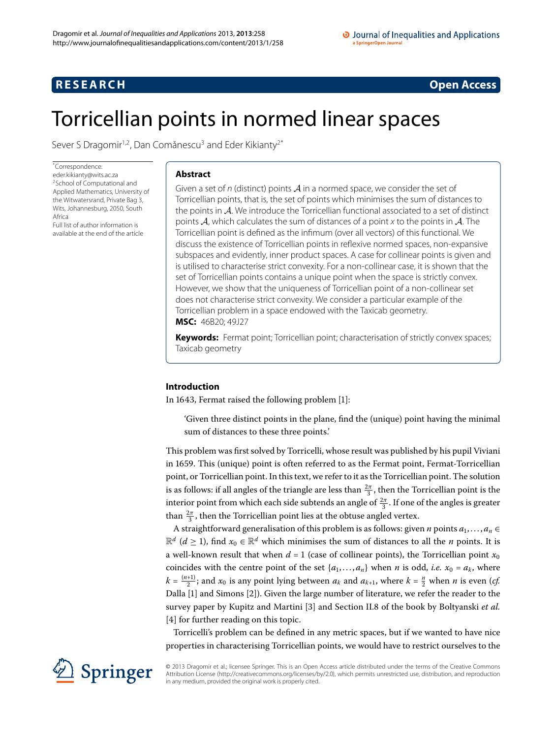# Torricellian points in normed linear spaces

Sever S Dragomir[1,2], Dan Comănescu[3] and Eder Kikianty[2*]

*Correspondence: eder.kikianty@wits.ac.za
[2]School of Computational and Applied Mathematics, University of the Witwatersrand, Private Bag 3, Wits, Johannesburg, 2050, South Africa
Full list of author information is available at the end of the article

## Abstract

Given a set of $n$ (distinct) points $\mathcal{A}$ in a normed space, we consider the set of Torricellian points, that is, the set of points which minimises the sum of distances to the points in $\mathcal{A}$. We introduce the Torricellian functional associated to a set of distinct points $\mathcal{A}$, which calculates the sum of distances of a point $x$ to the points in $\mathcal{A}$. The Torricellian point is defined as the infimum (over all vectors) of this functional. We discuss the existence of Torricellian points in reflexive normed spaces, non-expansive subspaces and evidently, inner product spaces. A case for collinear points is given and is utilised to characterise strict convexity. For a non-collinear case, it is shown that the set of Torricellian points contains a unique point when the space is strictly convex. However, we show that the uniqueness of Torricellian point of a non-collinear set does not characterise strict convexity. We consider a particular example of the Torricellian problem in a space endowed with the Taxicab geometry.

**MSC:** 46B20; 49J27

**Keywords:** Fermat point; Torricellian point; characterisation of strictly convex spaces; Taxicab geometry

## Introduction

In 1643, Fermat raised the following problem [1]:

> 'Given three distinct points in the plane, find the (unique) point having the minimal sum of distances to these three points.'

This problem was first solved by Torricelli, whose result was published by his pupil Viviani in 1659. This (unique) point is often referred to as the Fermat point, Fermat-Torricellian point, or Torricellian point. In this text, we refer to it as the Torricellian point. The solution is as follows: if all angles of the triangle are less than $\frac{2\pi}{3}$, then the Torricellian point is the interior point from which each side subtends an angle of $\frac{2\pi}{3}$. If one of the angles is greater than $\frac{2\pi}{3}$, then the Torricellian point lies at the obtuse angled vertex.

A straightforward generalisation of this problem is as follows: given $n$ points $a_1, \dots, a_n \in \mathbb{R}^d$ ($d \geq 1$), find $x_0 \in \mathbb{R}^d$ which minimises the sum of distances to all the $n$ points. It is a well-known result that when $d = 1$ (case of collinear points), the Torricellian point $x_0$ coincides with the centre point of the set $\{a_1, \dots, a_n\}$ when $n$ is odd, *i.e.* $x_0 = a_k$, where $k = \frac{(n+1)}{2}$; and $x_0$ is any point lying between $a_k$ and $a_{k+1}$, where $k = \frac{n}{2}$ when $n$ is even (*cf.* Dalla [1] and Simons [2]). Given the large number of literature, we refer the reader to the survey paper by Kupitz and Martini [3] and Section II.8 of the book by Boltyanski *et al.* [4] for further reading on this topic.

Torricelli's problem can be defined in any metric spaces, but if we wanted to have nice properties in characterising Torricellian points, we would have to restrict ourselves to the

© 2013 Dragomir et al.; licensee Springer. This is an Open Access article distributed under the terms of the Creative Commons Attribution License (http://creativecommons.org/licenses/by/2.0), which permits unrestricted use, distribution, and reproduction in any medium, provided the original work is properly cited.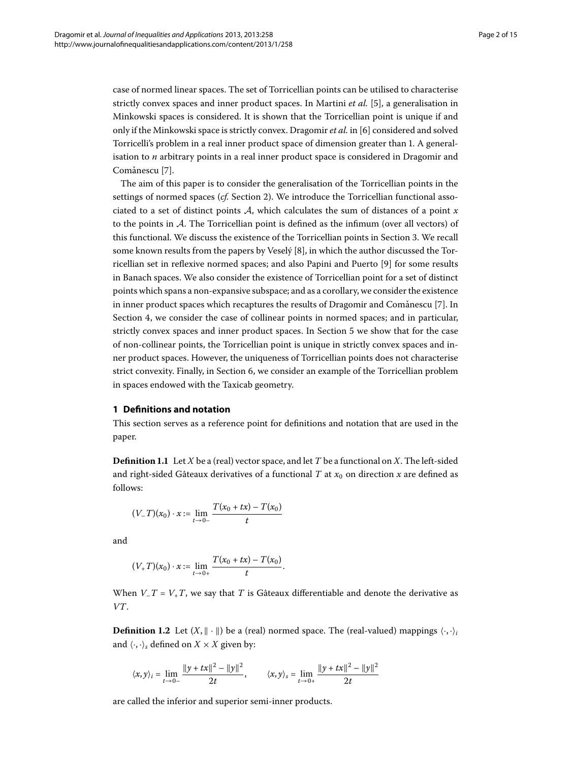case of normed linear spaces. The set of Torricellian points can be utilised to characterise strictly convex spaces and inner product spaces. In Martini *et al.* [5], a generalisation in Minkowski spaces is considered. It is shown that the Torricellian point is unique if and only if the Minkowski space is strictly convex. Dragomir *et al.* in [6] considered and solved Torricelli's problem in a real inner product space of dimension greater than 1. A generalisation to $n$ arbitrary points in a real inner product space is considered in Dragomir and Comănescu [7].

The aim of this paper is to consider the generalisation of the Torricellian points in the settings of normed spaces (*cf.* Section 2). We introduce the Torricellian functional associated to a set of distinct points $\mathcal{A}$, which calculates the sum of distances of a point $x$ to the points in $\mathcal{A}$. The Torricellian point is defined as the infimum (over all vectors) of this functional. We discuss the existence of the Torricellian points in Section 3. We recall some known results from the papers by Veselý [8], in which the author discussed the Torricellian set in reflexive normed spaces; and also Papini and Puerto [9] for some results in Banach spaces. We also consider the existence of Torricellian point for a set of distinct points which spans a non-expansive subspace; and as a corollary, we consider the existence in inner product spaces which recaptures the results of Dragomir and Comănescu [7]. In Section 4, we consider the case of collinear points in normed spaces; and in particular, strictly convex spaces and inner product spaces. In Section 5 we show that for the case of non-collinear points, the Torricellian point is unique in strictly convex spaces and inner product spaces. However, the uniqueness of Torricellian points does not characterise strict convexity. Finally, in Section 6, we consider an example of the Torricellian problem in spaces endowed with the Taxicab geometry.

## 1 Definitions and notation

This section serves as a reference point for definitions and notation that are used in the paper.

**Definition 1.1** Let $X$ be a (real) vector space, and let $T$ be a functional on $X$. The left-sided and right-sided Gâteaux derivatives of a functional $T$ at $x_0$ on direction $x$ are defined as follows:

$$(\nabla_- T)(x_0) \cdot x := \lim_{t \to 0-} \frac{T(x_0 + tx) - T(x_0)}{t}$$

and

$$(\nabla_+ T)(x_0) \cdot x := \lim_{t \to 0+} \frac{T(x_0 + tx) - T(x_0)}{t}.$$

When $\nabla_- T = \nabla_+ T$, we say that $T$ is Gâteaux differentiable and denote the derivative as $\nabla T$.

**Definition 1.2** Let $(X, \|\cdot\|)$ be a (real) normed space. The (real-valued) mappings $\langle\cdot,\cdot\rangle_i$ and $\langle\cdot,\cdot\rangle_s$ defined on $X \times X$ given by:

$$\langle x, y\rangle_i = \lim_{t \to 0-} \frac{\|y + tx\|^2 - \|y\|^2}{2t}, \qquad \langle x, y\rangle_s = \lim_{t \to 0+} \frac{\|y + tx\|^2 - \|y\|^2}{2t}$$

are called the inferior and superior semi-inner products.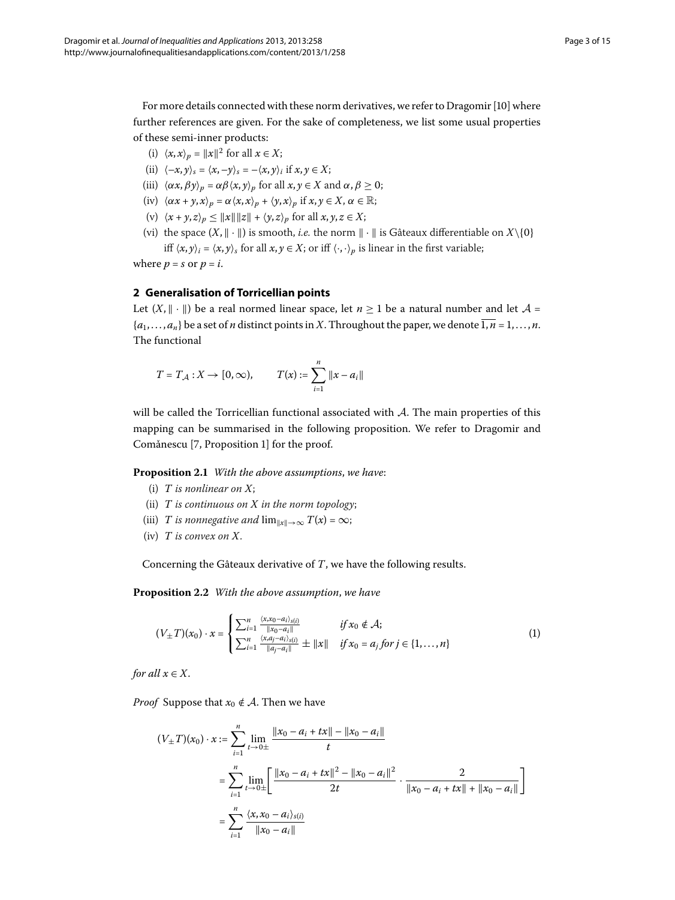For more details connected with these norm derivatives, we refer to Dragomir [10] where further references are given. For the sake of completeness, we list some usual properties of these semi-inner products:

(i) $\langle x, x\rangle_p = \|x\|^2$ for all $x \in X$;

(ii) $\langle -x, y\rangle_s = \langle x, -y\rangle_s = -\langle x, y\rangle_i$ if $x, y \in X$;

(iii) $\langle \alpha x, \beta y\rangle_p = \alpha\beta\langle x, y\rangle_p$ for all $x, y \in X$ and $\alpha, \beta \geq 0$;

(iv) $\langle \alpha x + y, x\rangle_p = \alpha\langle x, x\rangle_p + \langle y, x\rangle_p$ if $x, y \in X$, $\alpha \in \mathbb{R}$;

(v) $\langle x + y, z\rangle_p \leq \|x\|\|z\| + \langle y, z\rangle_p$ for all $x, y, z \in X$;

(vi) the space $(X, \|\cdot\|)$ is smooth, *i.e.* the norm $\|\cdot\|$ is Gâteaux differentiable on $X\backslash\{0\}$ iff $\langle x, y\rangle_i = \langle x, y\rangle_s$ for all $x, y \in X$; or iff $\langle \cdot, \cdot\rangle_p$ is linear in the first variable;

where $p = s$ or $p = i$.

## 2 Generalisation of Torricellian points

Let $(X, \|\cdot\|)$ be a real normed linear space, let $n \geq 1$ be a natural number and let $\mathcal{A} = \{a_1, \dots, a_n\}$ be a set of $n$ distinct points in $X$. Throughout the paper, we denote $\overline{1,n} = 1, \dots, n$. The functional

$$T = T_{\mathcal{A}} : X \to [0, \infty), \qquad T(x) := \sum_{i=1}^{n} \|x - a_i\|$$

will be called the Torricellian functional associated with $\mathcal{A}$. The main properties of this mapping can be summarised in the following proposition. We refer to Dragomir and Comănescu [7, Proposition 1] for the proof.

**Proposition 2.1** *With the above assumptions, we have*:

(i) *$T$ is nonlinear on $X$*;

(ii) *$T$ is continuous on $X$ in the norm topology*;

(iii) *$T$ is nonnegative and $\lim_{\|x\|\to\infty} T(x) = \infty$*;

(iv) *$T$ is convex on $X$.*

Concerning the Gâteaux derivative of $T$, we have the following results.

**Proposition 2.2** *With the above assumption, we have*

$$(V_{\pm}T)(x_0) \cdot x = \begin{cases} \sum_{i=1}^{n} \frac{\langle x, x_0 - a_i\rangle_{s(i)}}{\|x_0 - a_i\|} & \text{if } x_0 \notin \mathcal{A}; \\ \sum_{i=1}^{n} \frac{\langle x, a_j - a_i\rangle_{s(i)}}{\|a_j - a_i\|} \pm \|x\| & \text{if } x_0 = a_j \text{ for } j \in \{1, \dots, n\} \end{cases} \tag{1}$$

*for all $x \in X$.*

*Proof* Suppose that $x_0 \notin \mathcal{A}$. Then we have

$$\begin{aligned} (V_{\pm}T)(x_0) \cdot x &:= \sum_{i=1}^{n} \lim_{t\to 0\pm} \frac{\|x_0 - a_i + tx\| - \|x_0 - a_i\|}{t} \\ &= \sum_{i=1}^{n} \lim_{t\to 0\pm} \left[ \frac{\|x_0 - a_i + tx\|^2 - \|x_0 - a_i\|^2}{2t} \cdot \frac{2}{\|x_0 - a_i + tx\| + \|x_0 - a_i\|} \right] \\ &= \sum_{i=1}^{n} \frac{\langle x, x_0 - a_i\rangle_{s(i)}}{\|x_0 - a_i\|} \end{aligned}$$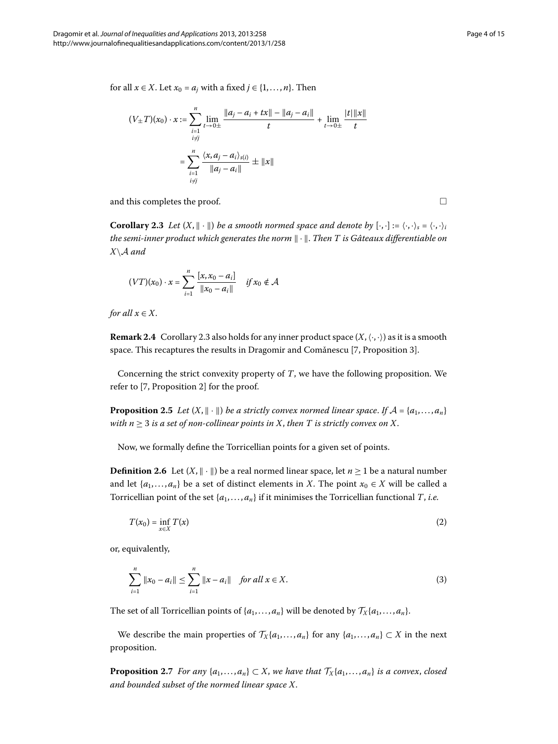for all $x \in X$. Let $x_0 = a_j$ with a fixed $j \in \{1, \ldots, n\}$. Then

$$(V_{\pm}T)(x_0) \cdot x := \sum_{\substack{i=1 \\ i \neq j}}^{n} \lim_{t \to 0\pm} \frac{\|a_j - a_i + tx\| - \|a_j - a_i\|}{t} + \lim_{t \to 0\pm} \frac{|t|\|x\|}{t}$$

$$= \sum_{\substack{i=1 \\ i \neq j}}^{n} \frac{\langle x, a_j - a_i \rangle_{s(i)}}{\|a_j - a_i\|} \pm \|x\|$$

and this completes the proof. □

**Corollary 2.3** *Let $(X, \|\cdot\|)$ be a smooth normed space and denote by $[\cdot,\cdot] := \langle\cdot,\cdot\rangle_s = \langle\cdot,\cdot\rangle_i$ the semi-inner product which generates the norm $\|\cdot\|$. Then $T$ is Gâteaux differentiable on $X \setminus \mathcal{A}$ and*

$$(VT)(x_0) \cdot x = \sum_{i=1}^{n} \frac{[x, x_0 - a_i]}{\|x_0 - a_i\|} \quad \textit{if } x_0 \notin \mathcal{A}$$

*for all $x \in X$.*

**Remark 2.4** Corollary 2.3 also holds for any inner product space $(X, \langle\cdot,\cdot\rangle)$ as it is a smooth space. This recaptures the results in Dragomir and Comănescu [7, Proposition 3].

Concerning the strict convexity property of $T$, we have the following proposition. We refer to [7, Proposition 2] for the proof.

**Proposition 2.5** *Let $(X, \|\cdot\|)$ be a strictly convex normed linear space. If $\mathcal{A} = \{a_1, \ldots, a_n\}$ with $n \geq 3$ is a set of non-collinear points in $X$, then $T$ is strictly convex on $X$.*

Now, we formally define the Torricellian points for a given set of points.

**Definition 2.6** Let $(X, \|\cdot\|)$ be a real normed linear space, let $n \geq 1$ be a natural number and let $\{a_1, \ldots, a_n\}$ be a set of distinct elements in $X$. The point $x_0 \in X$ will be called a Torricellian point of the set $\{a_1, \ldots, a_n\}$ if it minimises the Torricellian functional $T$, *i.e.*

$$T(x_0) = \inf_{x \in X} T(x) \tag{2}$$

or, equivalently,

$$\sum_{i=1}^{n} \|x_0 - a_i\| \leq \sum_{i=1}^{n} \|x - a_i\| \quad \textit{for all } x \in X. \tag{3}$$

The set of all Torricellian points of $\{a_1, \ldots, a_n\}$ will be denoted by $\mathcal{T}_X\{a_1, \ldots, a_n\}$.

We describe the main properties of $\mathcal{T}_X\{a_1, \ldots, a_n\}$ for any $\{a_1, \ldots, a_n\} \subset X$ in the next proposition.

**Proposition 2.7** *For any $\{a_1, \ldots, a_n\} \subset X$, we have that $\mathcal{T}_X\{a_1, \ldots, a_n\}$ is a convex, closed and bounded subset of the normed linear space $X$.*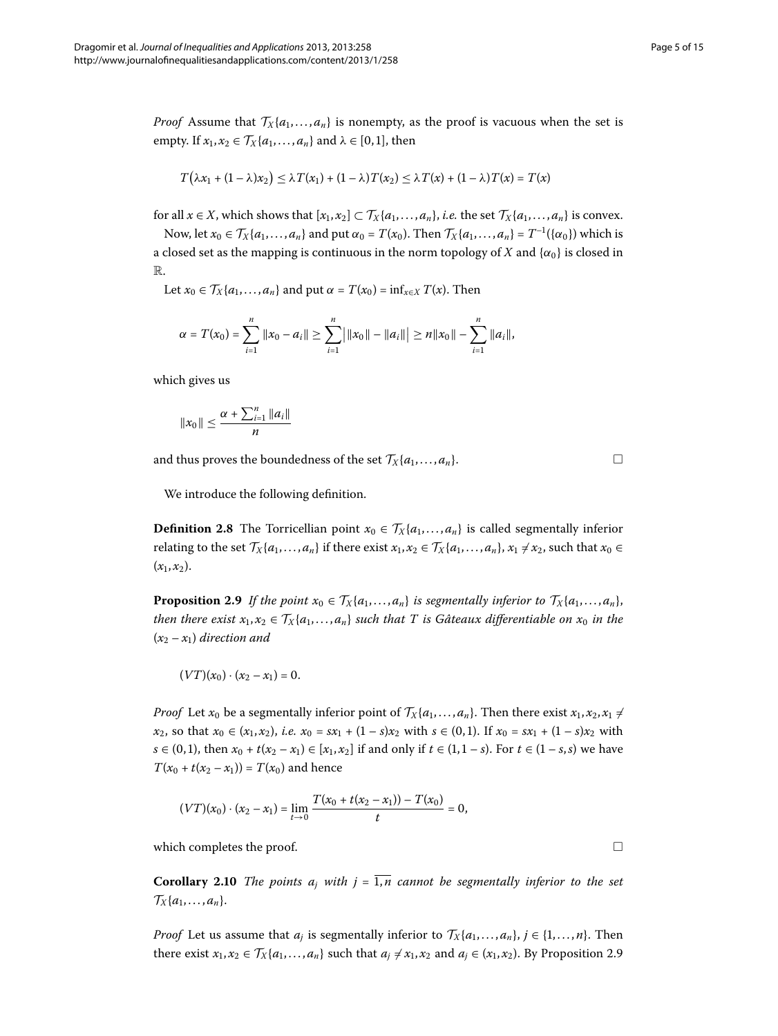*Proof* Assume that $\mathcal{T}_X\{a_1,\dots,a_n\}$ is nonempty, as the proof is vacuous when the set is empty. If $x_1, x_2 \in \mathcal{T}_X\{a_1,\dots,a_n\}$ and $\lambda \in [0,1]$, then

$$T\big(\lambda x_1 + (1-\lambda)x_2\big) \le \lambda T(x_1) + (1-\lambda)T(x_2) \le \lambda T(x) + (1-\lambda)T(x) = T(x)$$

for all $x \in X$, which shows that $[x_1, x_2] \subset \mathcal{T}_X\{a_1,\dots,a_n\}$, *i.e.* the set $\mathcal{T}_X\{a_1,\dots,a_n\}$ is convex.

Now, let $x_0 \in \mathcal{T}_X\{a_1,\dots,a_n\}$ and put $\alpha_0 = T(x_0)$. Then $\mathcal{T}_X\{a_1,\dots,a_n\} = T^{-1}(\{\alpha_0\})$ which is a closed set as the mapping is continuous in the norm topology of $X$ and $\{\alpha_0\}$ is closed in $\mathbb{R}$.

Let $x_0 \in \mathcal{T}_X\{a_1,\dots,a_n\}$ and put $\alpha = T(x_0) = \inf_{x\in X} T(x)$. Then

$$\alpha = T(x_0) = \sum_{i=1}^{n} \|x_0 - a_i\| \ge \sum_{i=1}^{n} \big| \|x_0\| - \|a_i\| \big| \ge n\|x_0\| - \sum_{i=1}^{n} \|a_i\|,$$

which gives us

$$\|x_0\| \le \frac{\alpha + \sum_{i=1}^{n} \|a_i\|}{n}$$

and thus proves the boundedness of the set $\mathcal{T}_X\{a_1,\dots,a_n\}$. □

We introduce the following definition.

**Definition 2.8** The Torricellian point $x_0 \in \mathcal{T}_X\{a_1,\dots,a_n\}$ is called segmentally inferior relating to the set $\mathcal{T}_X\{a_1,\dots,a_n\}$ if there exist $x_1, x_2 \in \mathcal{T}_X\{a_1,\dots,a_n\}$, $x_1 \neq x_2$, such that $x_0 \in (x_1, x_2)$.

**Proposition 2.9** *If the point $x_0 \in \mathcal{T}_X\{a_1,\dots,a_n\}$ is segmentally inferior to $\mathcal{T}_X\{a_1,\dots,a_n\}$, then there exist $x_1, x_2 \in \mathcal{T}_X\{a_1,\dots,a_n\}$ such that $T$ is Gâteaux differentiable on $x_0$ in the $(x_2 - x_1)$ direction and*

$$(VT)(x_0) \cdot (x_2 - x_1) = 0.$$

*Proof* Let $x_0$ be a segmentally inferior point of $\mathcal{T}_X\{a_1,\dots,a_n\}$. Then there exist $x_1, x_2, x_1 \neq x_2$, so that $x_0 \in (x_1, x_2)$, *i.e.* $x_0 = sx_1 + (1-s)x_2$ with $s \in (0,1)$. If $x_0 = sx_1 + (1-s)x_2$ with $s \in (0,1)$, then $x_0 + t(x_2 - x_1) \in [x_1, x_2]$ if and only if $t \in (1, 1-s)$. For $t \in (1-s, s)$ we have $T(x_0 + t(x_2 - x_1)) = T(x_0)$ and hence

$$(VT)(x_0) \cdot (x_2 - x_1) = \lim_{t\to 0} \frac{T(x_0 + t(x_2 - x_1)) - T(x_0)}{t} = 0,$$

which completes the proof. □

**Corollary 2.10** *The points $a_j$ with $j = \overline{1,n}$ cannot be segmentally inferior to the set $\mathcal{T}_X\{a_1,\dots,a_n\}$.*

*Proof* Let us assume that $a_j$ is segmentally inferior to $\mathcal{T}_X\{a_1,\dots,a_n\}$, $j \in \{1,\dots,n\}$. Then there exist $x_1, x_2 \in \mathcal{T}_X\{a_1,\dots,a_n\}$ such that $a_j \neq x_1, x_2$ and $a_j \in (x_1, x_2)$. By Proposition 2.9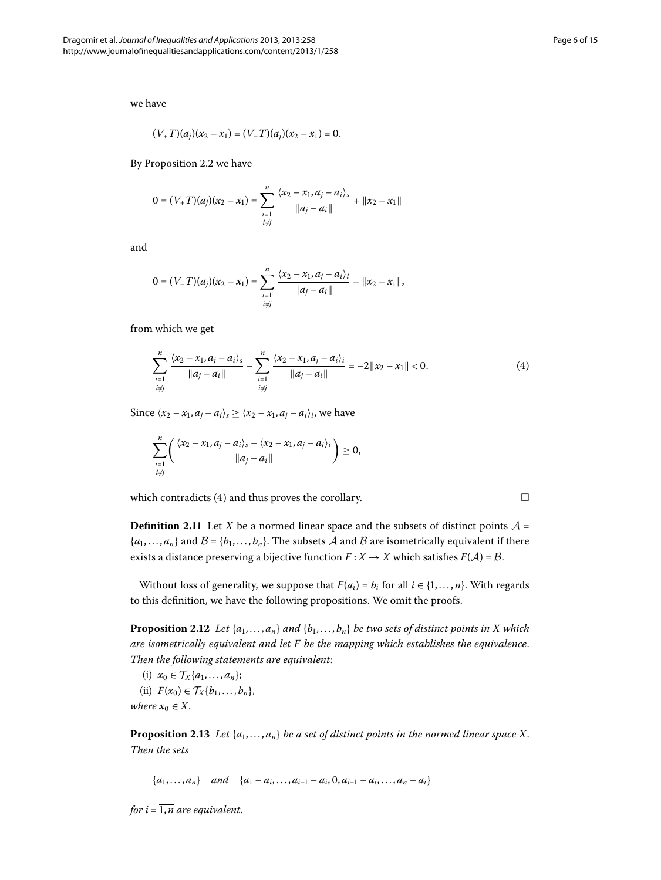we have

$$(V_+T)(a_j)(x_2 - x_1) = (V_-T)(a_j)(x_2 - x_1) = 0.$$

By Proposition 2.2 we have

$$0 = (V_+T)(a_j)(x_2 - x_1) = \sum_{\substack{i=1 \\ i \neq j}}^{n} \frac{\langle x_2 - x_1, a_j - a_i \rangle_s}{\|a_j - a_i\|} + \|x_2 - x_1\|$$

and

$$0 = (V_-T)(a_j)(x_2 - x_1) = \sum_{\substack{i=1 \\ i \neq j}}^{n} \frac{\langle x_2 - x_1, a_j - a_i \rangle_i}{\|a_j - a_i\|} - \|x_2 - x_1\|,$$

from which we get

$$\sum_{\substack{i=1 \\ i \neq j}}^{n} \frac{\langle x_2 - x_1, a_j - a_i \rangle_s}{\|a_j - a_i\|} - \sum_{\substack{i=1 \\ i \neq j}}^{n} \frac{\langle x_2 - x_1, a_j - a_i \rangle_i}{\|a_j - a_i\|} = -2\|x_2 - x_1\| < 0. \tag{4}$$

Since $\langle x_2 - x_1, a_j - a_i \rangle_s \geq \langle x_2 - x_1, a_j - a_i \rangle_i$, we have

$$\sum_{\substack{i=1 \\ i \neq j}}^{n} \left( \frac{\langle x_2 - x_1, a_j - a_i \rangle_s - \langle x_2 - x_1, a_j - a_i \rangle_i}{\|a_j - a_i\|} \right) \geq 0,$$

which contradicts (4) and thus proves the corollary. □

**Definition 2.11** Let $X$ be a normed linear space and the subsets of distinct points $\mathcal{A} = \{a_1, \ldots, a_n\}$ and $\mathcal{B} = \{b_1, \ldots, b_n\}$. The subsets $\mathcal{A}$ and $\mathcal{B}$ are isometrically equivalent if there exists a distance preserving a bijective function $F : X \to X$ which satisfies $F(\mathcal{A}) = \mathcal{B}$.

Without loss of generality, we suppose that $F(a_i) = b_i$ for all $i \in \{1, \ldots, n\}$. With regards to this definition, we have the following propositions. We omit the proofs.

**Proposition 2.12** *Let $\{a_1, \ldots, a_n\}$ and $\{b_1, \ldots, b_n\}$ be two sets of distinct points in $X$ which are isometrically equivalent and let $F$ be the mapping which establishes the equivalence. Then the following statements are equivalent*:

(i) $x_0 \in \mathcal{T}_X\{a_1, \ldots, a_n\}$;

(ii) $F(x_0) \in \mathcal{T}_X\{b_1, \ldots, b_n\}$,

*where $x_0 \in X$.*

**Proposition 2.13** *Let $\{a_1, \ldots, a_n\}$ be a set of distinct points in the normed linear space $X$. Then the sets*

$$\{a_1, \ldots, a_n\} \quad \textit{and} \quad \{a_1 - a_i, \ldots, a_{i-1} - a_i, 0, a_{i+1} - a_i, \ldots, a_n - a_i\}$$

*for $i = \overline{1, n}$ are equivalent.*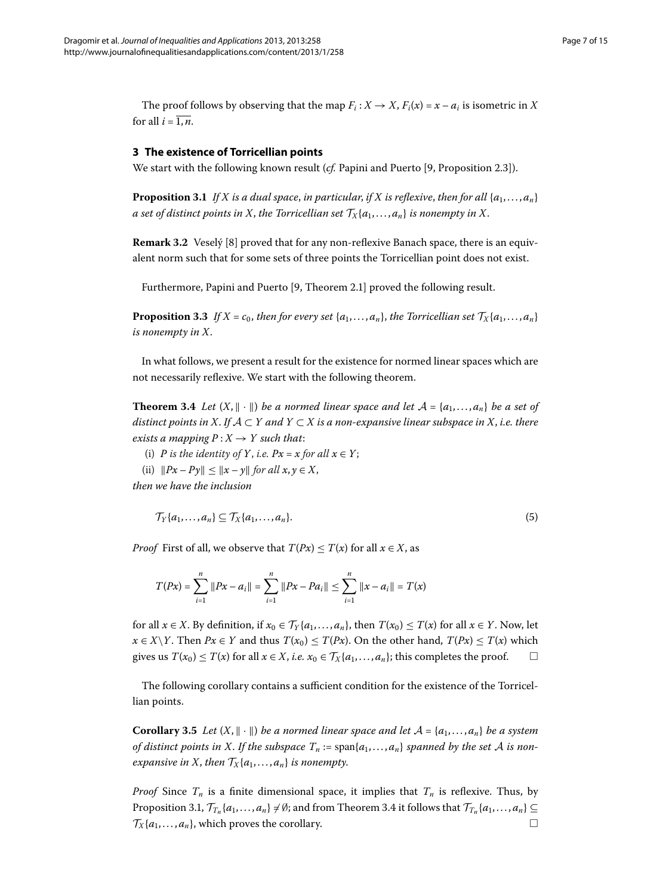The proof follows by observing that the map $F_i : X \to X$, $F_i(x) = x - a_i$ is isometric in $X$ for all $i = \overline{1, n}$.

## 3 The existence of Torricellian points

We start with the following known result (*cf.* Papini and Puerto [9, Proposition 2.3]).

**Proposition 3.1** *If $X$ is a dual space, in particular, if $X$ is reflexive, then for all $\{a_1, \ldots, a_n\}$ a set of distinct points in $X$, the Torricellian set $\mathcal{T}_X\{a_1, \ldots, a_n\}$ is nonempty in $X$.*

**Remark 3.2** Veselý [8] proved that for any non-reflexive Banach space, there is an equivalent norm such that for some sets of three points the Torricellian point does not exist.

Furthermore, Papini and Puerto [9, Theorem 2.1] proved the following result.

**Proposition 3.3** *If $X = c_0$, then for every set $\{a_1, \ldots, a_n\}$, the Torricellian set $\mathcal{T}_X\{a_1, \ldots, a_n\}$ is nonempty in $X$.*

In what follows, we present a result for the existence for normed linear spaces which are not necessarily reflexive. We start with the following theorem.

**Theorem 3.4** *Let $(X, \|\cdot\|)$ be a normed linear space and let $\mathcal{A} = \{a_1, \ldots, a_n\}$ be a set of distinct points in $X$. If $\mathcal{A} \subset Y$ and $Y \subset X$ is a non-expansive linear subspace in $X$, i.e. there exists a mapping $P : X \to Y$ such that*:

(i) *$P$ is the identity of $Y$, i.e. $Px = x$ for all $x \in Y$;*

(ii) *$\|Px - Py\| \le \|x - y\|$ for all $x, y \in X$,*

*then we have the inclusion*

$$\mathcal{T}_Y\{a_1, \ldots, a_n\} \subseteq \mathcal{T}_X\{a_1, \ldots, a_n\}. \tag{5}$$

*Proof* First of all, we observe that $T(Px) \le T(x)$ for all $x \in X$, as

$$T(Px) = \sum_{i=1}^{n} \|Px - a_i\| = \sum_{i=1}^{n} \|Px - Pa_i\| \le \sum_{i=1}^{n} \|x - a_i\| = T(x)$$

for all $x \in X$. By definition, if $x_0 \in \mathcal{T}_Y\{a_1, \ldots, a_n\}$, then $T(x_0) \le T(x)$ for all $x \in Y$. Now, let $x \in X \setminus Y$. Then $Px \in Y$ and thus $T(x_0) \le T(Px)$. On the other hand, $T(Px) \le T(x)$ which gives us $T(x_0) \le T(x)$ for all $x \in X$, i.e. $x_0 \in \mathcal{T}_X\{a_1, \ldots, a_n\}$; this completes the proof. □

The following corollary contains a sufficient condition for the existence of the Torricellian points.

**Corollary 3.5** *Let $(X, \|\cdot\|)$ be a normed linear space and let $\mathcal{A} = \{a_1, \ldots, a_n\}$ be a system of distinct points in $X$. If the subspace $T_n := \operatorname{span}\{a_1, \ldots, a_n\}$ spanned by the set $\mathcal{A}$ is non-expansive in $X$, then $\mathcal{T}_X\{a_1, \ldots, a_n\}$ is nonempty.*

*Proof* Since $T_n$ is a finite dimensional space, it implies that $T_n$ is reflexive. Thus, by Proposition 3.1, $\mathcal{T}_{T_n}\{a_1, \ldots, a_n\} \neq \emptyset$; and from Theorem 3.4 it follows that $\mathcal{T}_{T_n}\{a_1, \ldots, a_n\} \subseteq \mathcal{T}_X\{a_1, \ldots, a_n\}$, which proves the corollary. □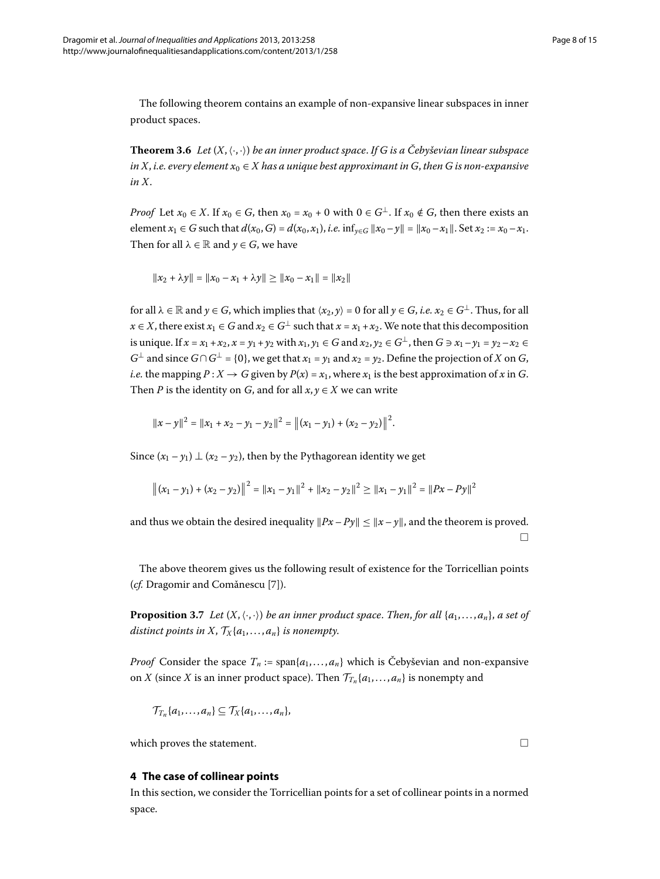The following theorem contains an example of non-expansive linear subspaces in inner product spaces.

**Theorem 3.6** *Let $(X, \langle\cdot,\cdot\rangle)$ be an inner product space. If $G$ is a Čebyševian linear subspace in $X$, i.e. every element $x_0 \in X$ has a unique best approximant in $G$, then $G$ is non-expansive in $X$.*

*Proof* Let $x_0 \in X$. If $x_0 \in G$, then $x_0 = x_0 + 0$ with $0 \in G^\perp$. If $x_0 \notin G$, then there exists an element $x_1 \in G$ such that $d(x_0, G) = d(x_0, x_1)$, *i.e.* $\inf_{y\in G} \|x_0 - y\| = \|x_0 - x_1\|$. Set $x_2 := x_0 - x_1$. Then for all $\lambda \in \mathbb{R}$ and $y \in G$, we have

$$\|x_2 + \lambda y\| = \|x_0 - x_1 + \lambda y\| \geq \|x_0 - x_1\| = \|x_2\|$$

for all $\lambda \in \mathbb{R}$ and $y \in G$, which implies that $\langle x_2, y\rangle = 0$ for all $y \in G$, *i.e.* $x_2 \in G^\perp$. Thus, for all $x \in X$, there exist $x_1 \in G$ and $x_2 \in G^\perp$ such that $x = x_1 + x_2$. We note that this decomposition is unique. If $x = x_1 + x_2$, $x = y_1 + y_2$ with $x_1, y_1 \in G$ and $x_2, y_2 \in G^\perp$, then $G \ni x_1 - y_1 = y_2 - x_2 \in G^\perp$ and since $G \cap G^\perp = \{0\}$, we get that $x_1 = y_1$ and $x_2 = y_2$. Define the projection of $X$ on $G$, *i.e.* the mapping $P : X \to G$ given by $P(x) = x_1$, where $x_1$ is the best approximation of $x$ in $G$. Then $P$ is the identity on $G$, and for all $x, y \in X$ we can write

$$\|x - y\|^2 = \|x_1 + x_2 - y_1 - y_2\|^2 = \left\|(x_1 - y_1) + (x_2 - y_2)\right\|^2.$$

Since $(x_1 - y_1) \perp (x_2 - y_2)$, then by the Pythagorean identity we get

$$\left\|(x_1 - y_1) + (x_2 - y_2)\right\|^2 = \|x_1 - y_1\|^2 + \|x_2 - y_2\|^2 \geq \|x_1 - y_1\|^2 = \|Px - Py\|^2$$

and thus we obtain the desired inequality $\|Px - Py\| \leq \|x - y\|$, and the theorem is proved. □

The above theorem gives us the following result of existence for the Torricellian points (*cf.* Dragomir and Comănescu [7]).

**Proposition 3.7** *Let $(X, \langle\cdot,\cdot\rangle)$ be an inner product space. Then, for all $\{a_1, \ldots, a_n\}$, a set of distinct points in $X$, $\mathcal{T}_X\{a_1, \ldots, a_n\}$ is nonempty.*

*Proof* Consider the space $T_n := \operatorname{span}\{a_1, \ldots, a_n\}$ which is Čebyševian and non-expansive on $X$ (since $X$ is an inner product space). Then $\mathcal{T}_{T_n}\{a_1, \ldots, a_n\}$ is nonempty and

$$\mathcal{T}_{T_n}\{a_1, \ldots, a_n\} \subseteq \mathcal{T}_X\{a_1, \ldots, a_n\},$$

which proves the statement. □

## 4 The case of collinear points

In this section, we consider the Torricellian points for a set of collinear points in a normed space.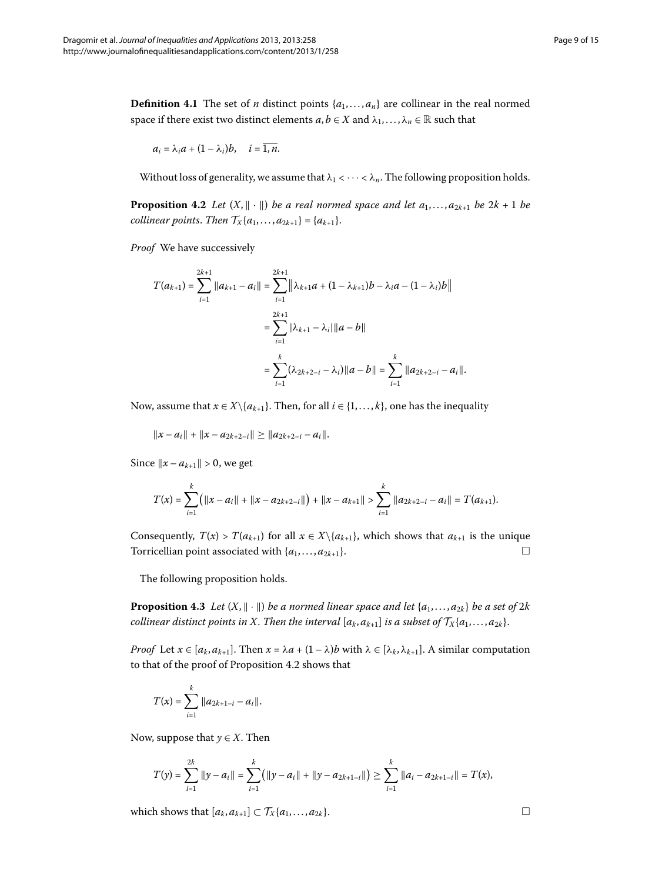**Definition 4.1** The set of $n$ distinct points $\{a_1, \ldots, a_n\}$ are collinear in the real normed space if there exist two distinct elements $a, b \in X$ and $\lambda_1, \ldots, \lambda_n \in \mathbb{R}$ such that

$$a_i = \lambda_i a + (1 - \lambda_i)b, \quad i = \overline{1, n}.$$

Without loss of generality, we assume that $\lambda_1 < \cdots < \lambda_n$. The following proposition holds.

**Proposition 4.2** *Let $(X, \|\cdot\|)$ be a real normed space and let $a_1, \ldots, a_{2k+1}$ be $2k + 1$ be collinear points. Then $\mathcal{T}_X\{a_1, \ldots, a_{2k+1}\} = \{a_{k+1}\}$.*

*Proof* We have successively

$$\begin{aligned}
T(a_{k+1}) = \sum_{i=1}^{2k+1} \|a_{k+1} - a_i\| &= \sum_{i=1}^{2k+1} \big\| \lambda_{k+1} a + (1 - \lambda_{k+1})b - \lambda_i a - (1 - \lambda_i)b \big\| \\
&= \sum_{i=1}^{2k+1} |\lambda_{k+1} - \lambda_i| \|a - b\| \\
&= \sum_{i=1}^{k} (\lambda_{2k+2-i} - \lambda_i) \|a - b\| = \sum_{i=1}^{k} \|a_{2k+2-i} - a_i\|.
\end{aligned}$$

Now, assume that $x \in X \setminus \{a_{k+1}\}$. Then, for all $i \in \{1, \ldots, k\}$, one has the inequality

$$\|x - a_i\| + \|x - a_{2k+2-i}\| \geq \|a_{2k+2-i} - a_i\|.$$

Since $\|x - a_{k+1}\| > 0$, we get

$$T(x) = \sum_{i=1}^{k} \big( \|x - a_i\| + \|x - a_{2k+2-i}\| \big) + \|x - a_{k+1}\| > \sum_{i=1}^{k} \|a_{2k+2-i} - a_i\| = T(a_{k+1}).$$

Consequently, $T(x) > T(a_{k+1})$ for all $x \in X \setminus \{a_{k+1}\}$, which shows that $a_{k+1}$ is the unique Torricellian point associated with $\{a_1, \ldots, a_{2k+1}\}$. □

The following proposition holds.

**Proposition 4.3** *Let $(X, \|\cdot\|)$ be a normed linear space and let $\{a_1, \ldots, a_{2k}\}$ be a set of $2k$ collinear distinct points in $X$. Then the interval $[a_k, a_{k+1}]$ is a subset of $\mathcal{T}_X\{a_1, \ldots, a_{2k}\}$.*

*Proof* Let $x \in [a_k, a_{k+1}]$. Then $x = \lambda a + (1 - \lambda)b$ with $\lambda \in [\lambda_k, \lambda_{k+1}]$. A similar computation to that of the proof of Proposition 4.2 shows that

$$T(x) = \sum_{i=1}^{k} \|a_{2k+1-i} - a_i\|.$$

Now, suppose that $y \in X$. Then

$$T(y) = \sum_{i=1}^{2k} \|y - a_i\| = \sum_{i=1}^{k} \big( \|y - a_i\| + \|y - a_{2k+1-i}\| \big) \geq \sum_{i=1}^{k} \|a_i - a_{2k+1-i}\| = T(x),$$

which shows that $[a_k, a_{k+1}] \subset \mathcal{T}_X\{a_1, \ldots, a_{2k}\}$. □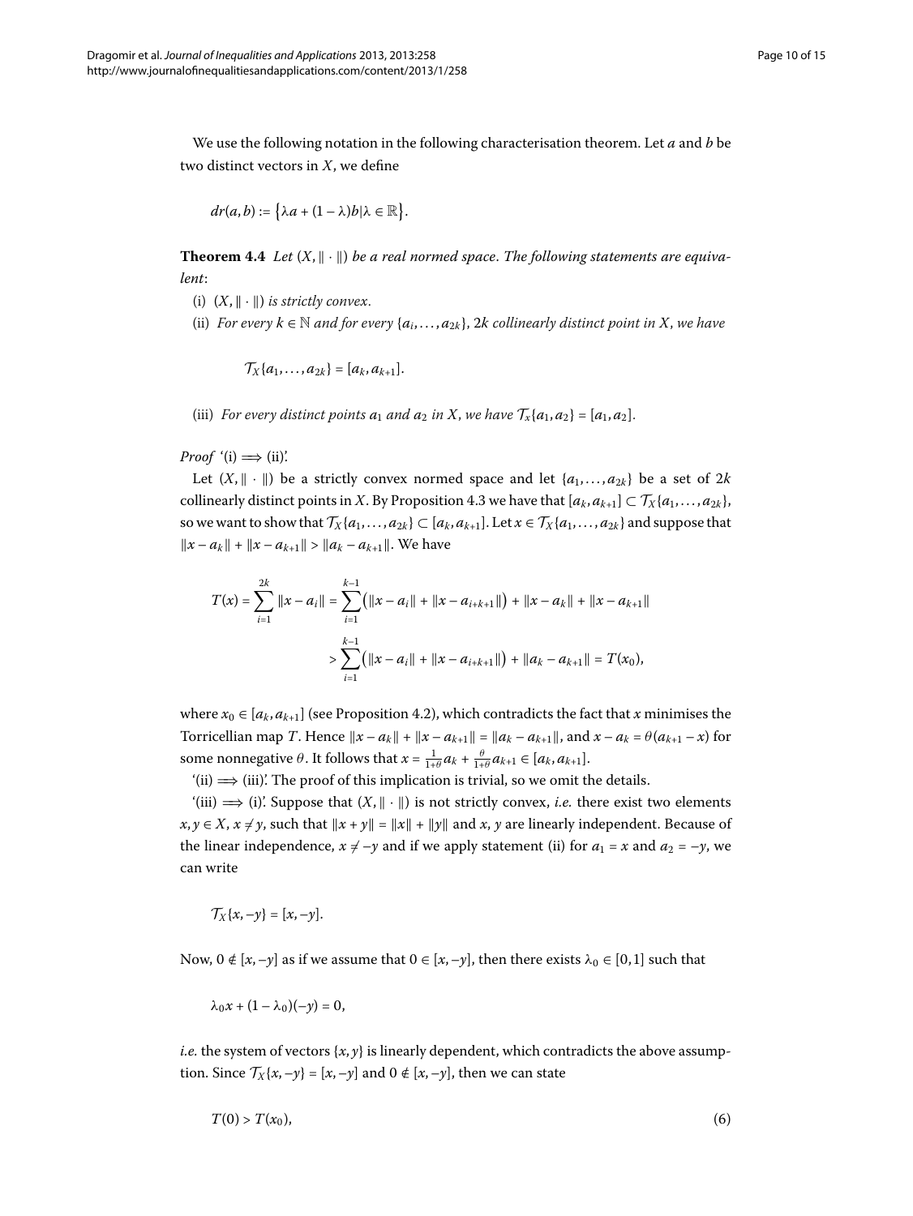We use the following notation in the following characterisation theorem. Let $a$ and $b$ be two distinct vectors in $X$, we define

$$dr(a,b) := \{\lambda a + (1-\lambda)b \mid \lambda \in \mathbb{R}\}.$$

**Theorem 4.4** *Let $(X, \|\cdot\|)$ be a real normed space. The following statements are equivalent*:

(i) *$(X, \|\cdot\|)$ is strictly convex.*

(ii) *For every $k \in \mathbb{N}$ and for every $\{a_i, \ldots, a_{2k}\}$, $2k$ collinearly distinct point in $X$, we have*

$$\mathcal{T}_X\{a_1, \ldots, a_{2k}\} = [a_k, a_{k+1}].$$

(iii) *For every distinct points $a_1$ and $a_2$ in $X$, we have $\mathcal{T}_x\{a_1, a_2\} = [a_1, a_2]$.*

*Proof* '(i) $\Longrightarrow$ (ii)'.

Let $(X, \|\cdot\|)$ be a strictly convex normed space and let $\{a_1, \ldots, a_{2k}\}$ be a set of $2k$ collinearly distinct points in $X$. By Proposition 4.3 we have that $[a_k, a_{k+1}] \subset \mathcal{T}_X\{a_1, \ldots, a_{2k}\}$, so we want to show that $\mathcal{T}_X\{a_1, \ldots, a_{2k}\} \subset [a_k, a_{k+1}]$. Let $x \in \mathcal{T}_X\{a_1, \ldots, a_{2k}\}$ and suppose that $\|x - a_k\| + \|x - a_{k+1}\| > \|a_k - a_{k+1}\|$. We have

$$\begin{aligned} T(x) = \sum_{i=1}^{2k} \|x - a_i\| &= \sum_{i=1}^{k-1} \left(\|x - a_i\| + \|x - a_{i+k+1}\|\right) + \|x - a_k\| + \|x - a_{k+1}\| \\ &> \sum_{i=1}^{k-1} \left(\|x - a_i\| + \|x - a_{i+k+1}\|\right) + \|a_k - a_{k+1}\| = T(x_0), \end{aligned}$$

where $x_0 \in [a_k, a_{k+1}]$ (see Proposition 4.2), which contradicts the fact that $x$ minimises the Torricellian map $T$. Hence $\|x - a_k\| + \|x - a_{k+1}\| = \|a_k - a_{k+1}\|$, and $x - a_k = \theta(a_{k+1} - x)$ for some nonnegative $\theta$. It follows that $x = \frac{1}{1+\theta} a_k + \frac{\theta}{1+\theta} a_{k+1} \in [a_k, a_{k+1}]$.

'(ii) $\Longrightarrow$ (iii)'. The proof of this implication is trivial, so we omit the details.

'(iii) $\Longrightarrow$ (i)'. Suppose that $(X, \|\cdot\|)$ is not strictly convex, *i.e.* there exist two elements $x, y \in X$, $x \neq y$, such that $\|x + y\| = \|x\| + \|y\|$ and $x$, $y$ are linearly independent. Because of the linear independence, $x \neq -y$ and if we apply statement (ii) for $a_1 = x$ and $a_2 = -y$, we can write

$$\mathcal{T}_X\{x, -y\} = [x, -y].$$

Now, $0 \notin [x, -y]$ as if we assume that $0 \in [x, -y]$, then there exists $\lambda_0 \in [0, 1]$ such that

$$\lambda_0 x + (1 - \lambda_0)(-y) = 0,$$

*i.e.* the system of vectors $\{x, y\}$ is linearly dependent, which contradicts the above assumption. Since $\mathcal{T}_X\{x, -y\} = [x, -y]$ and $0 \notin [x, -y]$, then we can state

$$T(0) > T(x_0), \tag{6}$$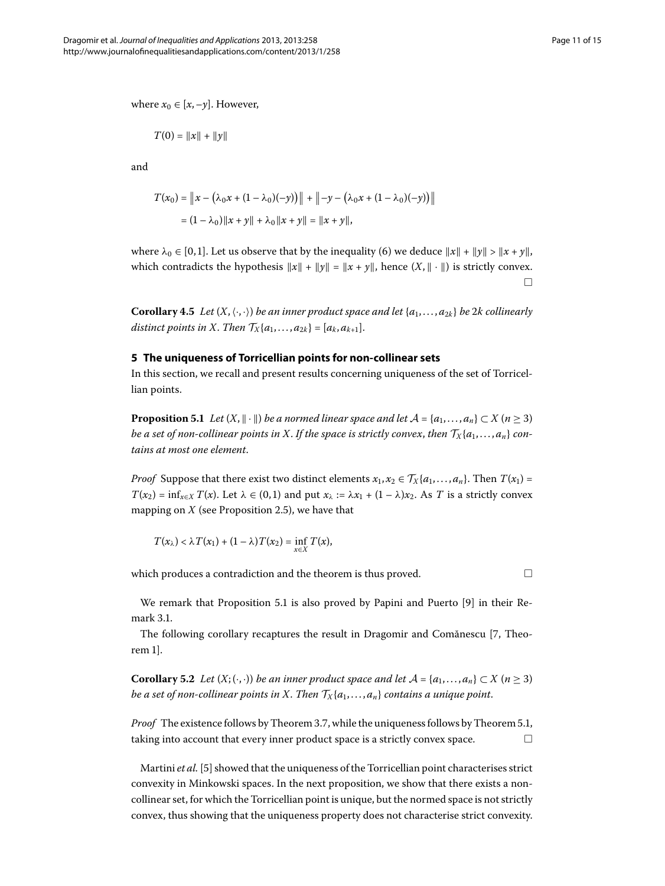where $x_0 \in [x, -y]$. However,

$$T(0) = \|x\| + \|y\|$$

and

$$\begin{aligned}
T(x_0) &= \left\|x - \left(\lambda_0 x + (1-\lambda_0)(-y)\right)\right\| + \left\|-y - \left(\lambda_0 x + (1-\lambda_0)(-y)\right)\right\| \\
&= (1-\lambda_0)\|x+y\| + \lambda_0\|x+y\| = \|x+y\|,
\end{aligned}$$

where $\lambda_0 \in [0,1]$. Let us observe that by the inequality (6) we deduce $\|x\| + \|y\| > \|x+y\|$, which contradicts the hypothesis $\|x\| + \|y\| = \|x+y\|$, hence $(X, \|\cdot\|)$ is strictly convex. □

**Corollary 4.5** *Let $(X, \langle\cdot,\cdot\rangle)$ be an inner product space and let $\{a_1, \ldots, a_{2k}\}$ be $2k$ collinearly distinct points in $X$. Then $\mathcal{T}_X\{a_1, \ldots, a_{2k}\} = [a_k, a_{k+1}]$.*

## 5 The uniqueness of Torricellian points for non-collinear sets

In this section, we recall and present results concerning uniqueness of the set of Torricellian points.

**Proposition 5.1** *Let $(X, \|\cdot\|)$ be a normed linear space and let $\mathcal{A} = \{a_1, \ldots, a_n\} \subset X$ $(n \geq 3)$ be a set of non-collinear points in $X$. If the space is strictly convex, then $\mathcal{T}_X\{a_1, \ldots, a_n\}$ contains at most one element.*

*Proof* Suppose that there exist two distinct elements $x_1, x_2 \in \mathcal{T}_X\{a_1, \ldots, a_n\}$. Then $T(x_1) = T(x_2) = \inf_{x \in X} T(x)$. Let $\lambda \in (0,1)$ and put $x_\lambda := \lambda x_1 + (1-\lambda)x_2$. As $T$ is a strictly convex mapping on $X$ (see Proposition 2.5), we have that

$$T(x_\lambda) < \lambda T(x_1) + (1-\lambda)T(x_2) = \inf_{x \in X} T(x),$$

which produces a contradiction and the theorem is thus proved. □

We remark that Proposition 5.1 is also proved by Papini and Puerto [9] in their Remark 3.1.

The following corollary recaptures the result in Dragomir and Comănescu [7, Theorem 1].

**Corollary 5.2** *Let $(X; (\cdot,\cdot))$ be an inner product space and let $\mathcal{A} = \{a_1, \ldots, a_n\} \subset X$ $(n \geq 3)$ be a set of non-collinear points in $X$. Then $\mathcal{T}_X\{a_1, \ldots, a_n\}$ contains a unique point.*

*Proof* The existence follows by Theorem 3.7, while the uniqueness follows by Theorem 5.1, taking into account that every inner product space is a strictly convex space. □

Martini *et al.* [5] showed that the uniqueness of the Torricellian point characterises strict convexity in Minkowski spaces. In the next proposition, we show that there exists a non-collinear set, for which the Torricellian point is unique, but the normed space is not strictly convex, thus showing that the uniqueness property does not characterise strict convexity.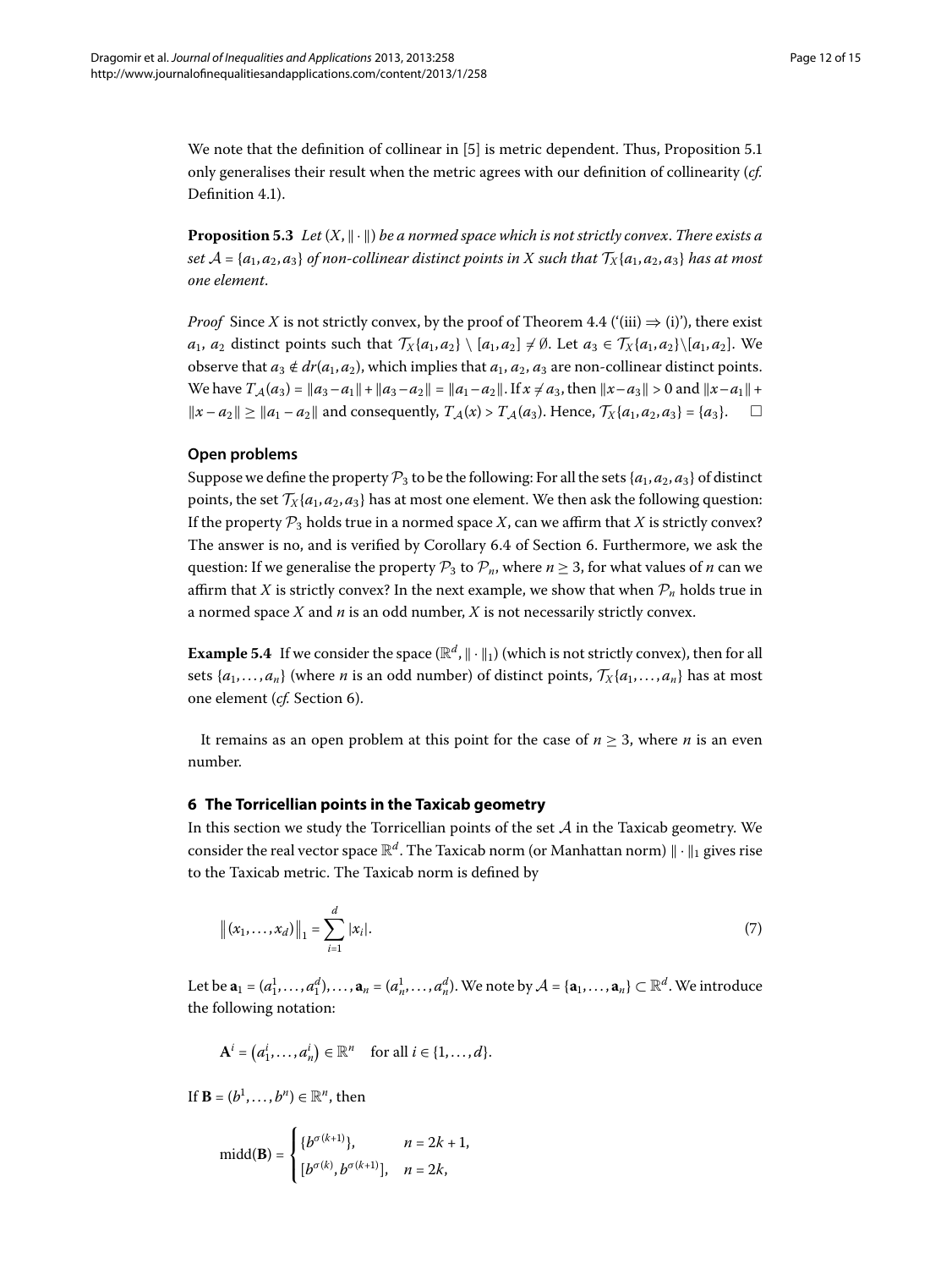We note that the definition of collinear in [5] is metric dependent. Thus, Proposition 5.1 only generalises their result when the metric agrees with our definition of collinearity (*cf.* Definition 4.1).

**Proposition 5.3** *Let $(X, \|\cdot\|)$ be a normed space which is not strictly convex. There exists a set $\mathcal{A} = \{a_1, a_2, a_3\}$ of non-collinear distinct points in $X$ such that $\mathcal{T}_X\{a_1, a_2, a_3\}$ has at most one element.*

*Proof* Since $X$ is not strictly convex, by the proof of Theorem 4.4 ('(iii) $\Rightarrow$ (i)'), there exist $a_1$, $a_2$ distinct points such that $\mathcal{T}_X\{a_1, a_2\} \setminus [a_1, a_2] \neq \emptyset$. Let $a_3 \in \mathcal{T}_X\{a_1, a_2\} \setminus [a_1, a_2]$. We observe that $a_3 \notin dr(a_1, a_2)$, which implies that $a_1, a_2, a_3$ are non-collinear distinct points. We have $T_{\mathcal{A}}(a_3) = \|a_3 - a_1\| + \|a_3 - a_2\| = \|a_1 - a_2\|$. If $x \neq a_3$, then $\|x - a_3\| > 0$ and $\|x - a_1\| + \|x - a_2\| \geq \|a_1 - a_2\|$ and consequently, $T_{\mathcal{A}}(x) > T_{\mathcal{A}}(a_3)$. Hence, $\mathcal{T}_X\{a_1, a_2, a_3\} = \{a_3\}$. □

### Open problems

Suppose we define the property $\mathcal{P}_3$ to be the following: For all the sets $\{a_1, a_2, a_3\}$ of distinct points, the set $\mathcal{T}_X\{a_1, a_2, a_3\}$ has at most one element. We then ask the following question: If the property $\mathcal{P}_3$ holds true in a normed space $X$, can we affirm that $X$ is strictly convex? The answer is no, and is verified by Corollary 6.4 of Section 6. Furthermore, we ask the question: If we generalise the property $\mathcal{P}_3$ to $\mathcal{P}_n$, where $n \geq 3$, for what values of $n$ can we affirm that $X$ is strictly convex? In the next example, we show that when $\mathcal{P}_n$ holds true in a normed space $X$ and $n$ is an odd number, $X$ is not necessarily strictly convex.

**Example 5.4** If we consider the space $(\mathbb{R}^d, \|\cdot\|_1)$ (which is not strictly convex), then for all sets $\{a_1, \ldots, a_n\}$ (where $n$ is an odd number) of distinct points, $\mathcal{T}_X\{a_1, \ldots, a_n\}$ has at most one element (*cf.* Section 6).

It remains as an open problem at this point for the case of $n \geq 3$, where $n$ is an even number.

## 6 The Torricellian points in the Taxicab geometry

In this section we study the Torricellian points of the set $\mathcal{A}$ in the Taxicab geometry. We consider the real vector space $\mathbb{R}^d$. The Taxicab norm (or Manhattan norm) $\|\cdot\|_1$ gives rise to the Taxicab metric. The Taxicab norm is defined by

$$\|(x_1, \ldots, x_d)\|_1 = \sum_{i=1}^{d} |x_i|. \tag{7}$$

Let be $\mathbf{a}_1 = (a_1^1, \ldots, a_1^d), \ldots, \mathbf{a}_n = (a_n^1, \ldots, a_n^d)$. We note by $\mathcal{A} = \{\mathbf{a}_1, \ldots, \mathbf{a}_n\} \subset \mathbb{R}^d$. We introduce the following notation:

$$\mathbf{A}^i = (a_1^i, \ldots, a_n^i) \in \mathbb{R}^n \quad \text{for all } i \in \{1, \ldots, d\}.$$

If $\mathbf{B} = (b^1, \ldots, b^n) \in \mathbb{R}^n$, then

$$\operatorname{midd}(\mathbf{B}) = \begin{cases} \{b^{\sigma(k+1)}\}, & n = 2k+1, \\ [b^{\sigma(k)}, b^{\sigma(k+1)}], & n = 2k, \end{cases}$$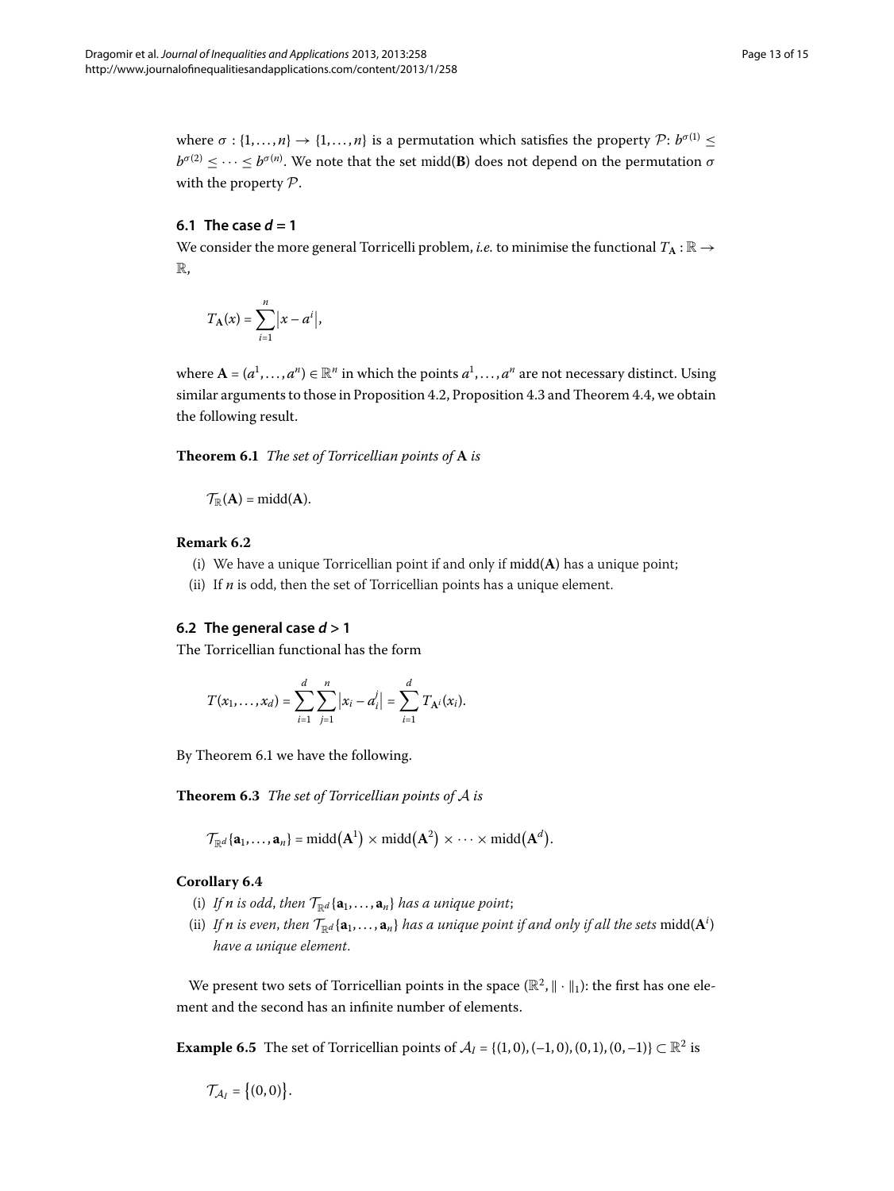where $\sigma : \{1, \dots, n\} \to \{1, \dots, n\}$ is a permutation which satisfies the property $\mathcal{P}$: $b^{\sigma(1)} \leq b^{\sigma(2)} \leq \cdots \leq b^{\sigma(n)}$. We note that the set $\mathrm{midd}(\mathbf{B})$ does not depend on the permutation $\sigma$ with the property $\mathcal{P}$.

### 6.1 The case $d = 1$

We consider the more general Torricelli problem, *i.e.* to minimise the functional $T_{\mathbf{A}} : \mathbb{R} \to \mathbb{R}$,

$$T_{\mathbf{A}}(x) = \sum_{i=1}^{n} \left| x - a^i \right|,$$

where $\mathbf{A} = (a^1, \dots, a^n) \in \mathbb{R}^n$ in which the points $a^1, \dots, a^n$ are not necessary distinct. Using similar arguments to those in Proposition 4.2, Proposition 4.3 and Theorem 4.4, we obtain the following result.

**Theorem 6.1** *The set of Torricellian points of* $\mathbf{A}$ *is*

$$\mathcal{T}_{\mathbb{R}}(\mathbf{A}) = \mathrm{midd}(\mathbf{A}).$$

**Remark 6.2**

(i) We have a unique Torricellian point if and only if $\mathrm{midd}(\mathbf{A})$ has a unique point;
(ii) If $n$ is odd, then the set of Torricellian points has a unique element.

### 6.2 The general case $d > 1$

The Torricellian functional has the form

$$T(x_1, \dots, x_d) = \sum_{i=1}^{d} \sum_{j=1}^{n} \left| x_i - a_i^j \right| = \sum_{i=1}^{d} T_{\mathbf{A}^i}(x_i).$$

By Theorem 6.1 we have the following.

**Theorem 6.3** *The set of Torricellian points of* $\mathcal{A}$ *is*

$$\mathcal{T}_{\mathbb{R}^d}\{\mathbf{a}_1, \dots, \mathbf{a}_n\} = \mathrm{midd}\left(\mathbf{A}^1\right) \times \mathrm{midd}\left(\mathbf{A}^2\right) \times \cdots \times \mathrm{midd}\left(\mathbf{A}^d\right).$$

**Corollary 6.4**

(i) *If $n$ is odd, then $\mathcal{T}_{\mathbb{R}^d}\{\mathbf{a}_1, \dots, \mathbf{a}_n\}$ has a unique point*;
(ii) *If $n$ is even, then $\mathcal{T}_{\mathbb{R}^d}\{\mathbf{a}_1, \dots, \mathbf{a}_n\}$ has a unique point if and only if all the sets $\mathrm{midd}(\mathbf{A}^i)$ have a unique element.*

We present two sets of Torricellian points in the space $(\mathbb{R}^2, \|\cdot\|_1)$: the first has one element and the second has an infinite number of elements.

**Example 6.5** The set of Torricellian points of $\mathcal{A}_I = \{(1,0), (-1,0), (0,1), (0,-1)\} \subset \mathbb{R}^2$ is

$$\mathcal{T}_{\mathcal{A}_I} = \{(0,0)\}.$$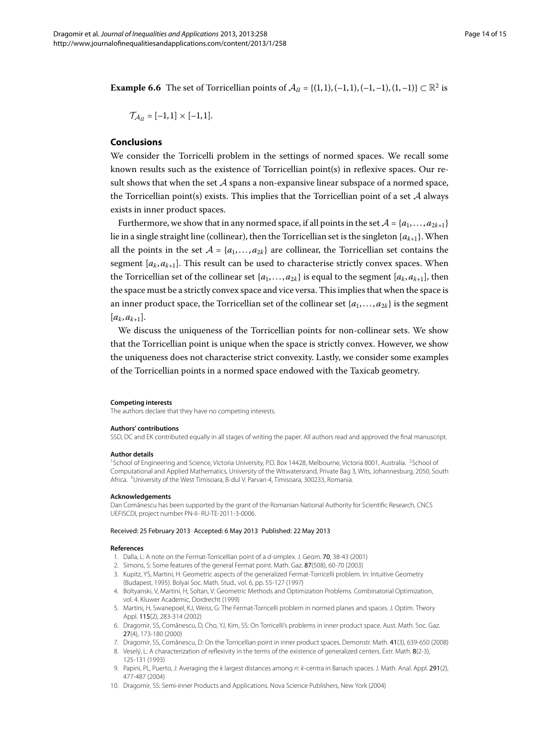**Example 6.6** The set of Torricellian points of $\mathcal{A}_{II} = \{(1,1),(-1,1),(-1,-1),(1,-1)\} \subset \mathbb{R}^2$ is

$$\mathcal{T}_{\mathcal{A}_{II}} = [-1,1] \times [-1,1].$$

## Conclusions

We consider the Torricelli problem in the settings of normed spaces. We recall some known results such as the existence of Torricellian point(s) in reflexive spaces. Our result shows that when the set $\mathcal{A}$ spans a non-expansive linear subspace of a normed space, the Torricellian point(s) exists. This implies that the Torricellian point of a set $\mathcal{A}$ always exists in inner product spaces.

Furthermore, we show that in any normed space, if all points in the set $\mathcal{A} = \{a_1, \dots, a_{2k+1}\}$ lie in a single straight line (collinear), then the Torricellian set is the singleton $\{a_{k+1}\}$. When all the points in the set $\mathcal{A} = \{a_1, \dots, a_{2k}\}$ are collinear, the Torricellian set contains the segment $[a_k, a_{k+1}]$. This result can be used to characterise strictly convex spaces. When the Torricellian set of the collinear set $\{a_1, \dots, a_{2k}\}$ is equal to the segment $[a_k, a_{k+1}]$, then the space must be a strictly convex space and vice versa. This implies that when the space is an inner product space, the Torricellian set of the collinear set $\{a_1, \dots, a_{2k}\}$ is the segment $[a_k, a_{k+1}]$.

We discuss the uniqueness of the Torricellian points for non-collinear sets. We show that the Torricellian point is unique when the space is strictly convex. However, we show the uniqueness does not characterise strict convexity. Lastly, we consider some examples of the Torricellian points in a normed space endowed with the Taxicab geometry.

#### Competing interests

The authors declare that they have no competing interests.

#### Authors' contributions

SSD, DC and EK contributed equally in all stages of writing the paper. All authors read and approved the final manuscript.

#### Author details

[1]School of Engineering and Science, Victoria University, P.O. Box 14428, Melbourne, Victoria 8001, Australia. [2]School of Computational and Applied Mathematics, University of the Witwatersrand, Private Bag 3, Wits, Johannesburg, 2050, South Africa. [3]University of the West Timisoara, B-dul V. Parvan 4, Timisoara, 300233, Romania.

#### Acknowledgements

Dan Comănescu has been supported by the grant of the Romanian National Authority for Scientific Research, CNCS UEFISCDI, project number PN-II- RU-TE-2011-3-0006.

Received: 25 February 2013 Accepted: 6 May 2013 Published: 22 May 2013

#### References

1. Dalla, L: A note on the Fermat-Torricellian point of a $d$-simplex. J. Geom. **70**, 38-43 (2001)
2. Simons, S: Some features of the general Fermat point. Math. Gaz. **87**(508), 60-70 (2003)
3. Kupitz, YS, Martini, H: Geometric aspects of the generalized Fermat-Torricelli problem. In: Intuitive Geometry (Budapest, 1995). Bolyai Soc. Math. Stud., vol. 6, pp. 55-127 (1997)
4. Boltyanski, V, Martini, H, Soltan, V: Geometric Methods and Optimization Problems. Combinatorial Optimization, vol. 4. Kluwer Academic, Dordrecht (1999)
5. Martini, H, Swanepoel, KJ, Weiss, G: The Fermat-Torricelli problem in normed planes and spaces. J. Optim. Theory Appl. **115**(2), 283-314 (2002)
6. Dragomir, SS, Comănescu, D, Cho, YJ, Kim, SS: On Torricelli's problems in inner product space. Aust. Math. Soc. Gaz. **27**(4), 173-180 (2000)
7. Dragomir, SS, Comănescu, D: On the Torricellian point in inner product spaces. Demonstr. Math. **41**(3), 639-650 (2008)
8. Veselý, L: A characterization of reflexivity in the terms of the existence of generalized centers. Extr. Math. **8**(2-3), 125-131 (1993)
9. Papini, PL, Puerto, J: Averaging the $k$ largest distances among $n$: $k$-centra in Banach spaces. J. Math. Anal. Appl. **291**(2), 477-487 (2004)
10. Dragomir, SS: Semi-inner Products and Applications. Nova Science Publishers, New York (2004)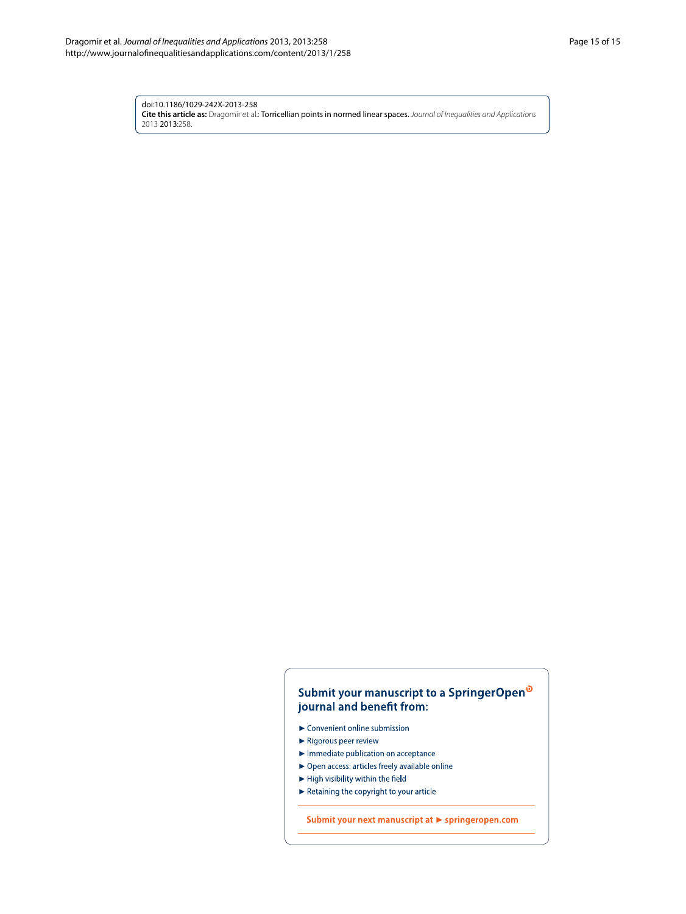doi:10.1186/1029-242X-2013-258

**Cite this article as:** Dragomir et al.: Torricellian points in normed linear spaces. *Journal of Inequalities and Applications* 2013 **2013**:258.

**Submit your manuscript to a SpringerOpen journal and benefit from:**

- ► Convenient online submission
- ► Rigorous peer review
- ► Immediate publication on acceptance
- ► Open access: articles freely available online
- ► High visibility within the field
- ► Retaining the copyright to your article

**Submit your next manuscript at ► springeropen.com**